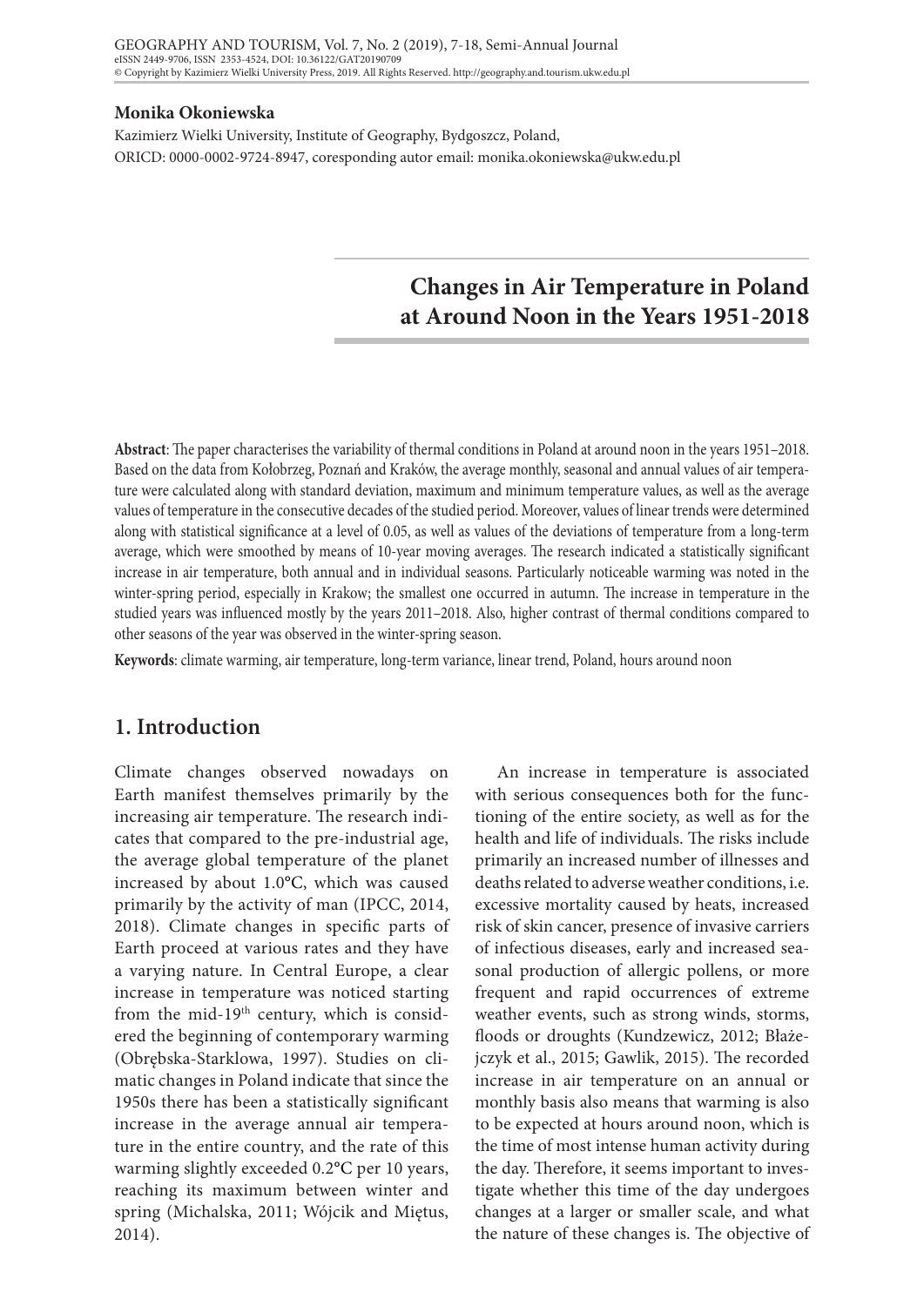**Monika Okoniewska**

Kazimierz Wielki University, Institute of Geography, Bydgoszcz, Poland,
ORICD: 0000-0002-9724-8947, coresponding autor email: monika.okoniewska@ukw.edu.pl

# Changes in Air Temperature in Poland at Around Noon in the Years 1951-2018

**Abstract**: The paper characterises the variability of thermal conditions in Poland at around noon in the years 1951–2018. Based on the data from Kołobrzeg, Poznań and Kraków, the average monthly, seasonal and annual values of air temperature were calculated along with standard deviation, maximum and minimum temperature values, as well as the average values of temperature in the consecutive decades of the studied period. Moreover, values of linear trends were determined along with statistical significance at a level of 0.05, as well as values of the deviations of temperature from a long-term average, which were smoothed by means of 10-year moving averages. The research indicated a statistically significant increase in air temperature, both annual and in individual seasons. Particularly noticeable warming was noted in the winter-spring period, especially in Krakow; the smallest one occurred in autumn. The increase in temperature in the studied years was influenced mostly by the years 2011–2018. Also, higher contrast of thermal conditions compared to other seasons of the year was observed in the winter-spring season.

**Keywords**: climate warming, air temperature, long-term variance, linear trend, Poland, hours around noon

## 1. Introduction

Climate changes observed nowadays on Earth manifest themselves primarily by the increasing air temperature. The research indicates that compared to the pre-industrial age, the average global temperature of the planet increased by about 1.0°C, which was caused primarily by the activity of man (IPCC, 2014, 2018). Climate changes in specific parts of Earth proceed at various rates and they have a varying nature. In Central Europe, a clear increase in temperature was noticed starting from the mid-19th century, which is considered the beginning of contemporary warming (Obrębska-Starklowa, 1997). Studies on climatic changes in Poland indicate that since the 1950s there has been a statistically significant increase in the average annual air temperature in the entire country, and the rate of this warming slightly exceeded 0.2°C per 10 years, reaching its maximum between winter and spring (Michalska, 2011; Wójcik and Miętus, 2014).

An increase in temperature is associated with serious consequences both for the functioning of the entire society, as well as for the health and life of individuals. The risks include primarily an increased number of illnesses and deaths related to adverse weather conditions, i.e. excessive mortality caused by heats, increased risk of skin cancer, presence of invasive carriers of infectious diseases, early and increased seasonal production of allergic pollens, or more frequent and rapid occurrences of extreme weather events, such as strong winds, storms, floods or droughts (Kundzewicz, 2012; Błażejczyk et al., 2015; Gawlik, 2015). The recorded increase in air temperature on an annual or monthly basis also means that warming is also to be expected at hours around noon, which is the time of most intense human activity during the day. Therefore, it seems important to investigate whether this time of the day undergoes changes at a larger or smaller scale, and what the nature of these changes is. The objective of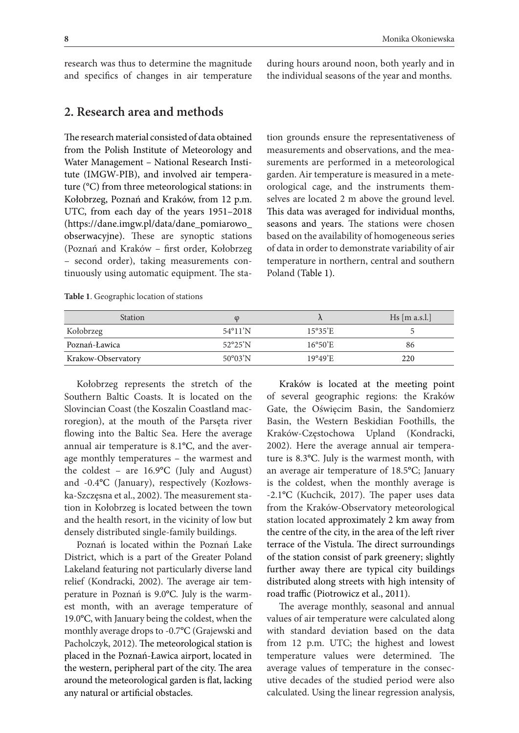research was thus to determine the magnitude and specifics of changes in air temperature during hours around noon, both yearly and in the individual seasons of the year and months.

## 2. Research area and methods

The research material consisted of data obtained from the Polish Institute of Meteorology and Water Management – National Research Institute (IMGW-PIB), and involved air temperature (°C) from three meteorological stations: in Kołobrzeg, Poznań and Kraków, from 12 p.m. UTC, from each day of the years 1951–2018 (https://dane.imgw.pl/data/dane_pomiarowo_obserwacyjne). These are synoptic stations (Poznań and Kraków – first order, Kołobrzeg – second order), taking measurements continuously using automatic equipment. The station grounds ensure the representativeness of measurements and observations, and the measurements are performed in a meteorological garden. Air temperature is measured in a meteorological cage, and the instruments themselves are located 2 m above the ground level. This data was averaged for individual months, seasons and years. The stations were chosen based on the availability of homogeneous series of data in order to demonstrate variability of air temperature in northern, central and southern Poland (Table 1).

**Table 1**. Geographic location of stations

| Station | φ | λ | Hs [m a.s.l.] |
|---|---|---|---|
| Kołobrzeg | 54°11'N | 15°35'E | 5 |
| Poznań-Ławica | 52°25'N | 16°50'E | 86 |
| Krakow-Observatory | 50°03'N | 19°49'E | 220 |

Kołobrzeg represents the stretch of the Southern Baltic Coasts. It is located on the Slovincian Coast (the Koszalin Coastland macroregion), at the mouth of the Parsęta river flowing into the Baltic Sea. Here the average annual air temperature is 8.1°C, and the average monthly temperatures – the warmest and the coldest – are 16.9°C (July and August) and -0.4°C (January), respectively (Kozłowska-Szczęsna et al., 2002). The measurement station in Kołobrzeg is located between the town and the health resort, in the vicinity of low but densely distributed single-family buildings.

Poznań is located within the Poznań Lake District, which is a part of the Greater Poland Lakeland featuring not particularly diverse land relief (Kondracki, 2002). The average air temperature in Poznań is 9.0°C. July is the warmest month, with an average temperature of 19.0°C, with January being the coldest, when the monthly average drops to -0.7°C (Grajewski and Pacholczyk, 2012). The meteorological station is placed in the Poznań-Ławica airport, located in the western, peripheral part of the city. The area around the meteorological garden is flat, lacking any natural or artificial obstacles.

Kraków is located at the meeting point of several geographic regions: the Kraków Gate, the Oświęcim Basin, the Sandomierz Basin, the Western Beskidian Foothills, the Kraków-Częstochowa Upland (Kondracki, 2002). Here the average annual air temperature is 8.3°C. July is the warmest month, with an average air temperature of 18.5°C; January is the coldest, when the monthly average is -2.1°C (Kuchcik, 2017). The paper uses data from the Kraków-Observatory meteorological station located approximately 2 km away from the centre of the city, in the area of the left river terrace of the Vistula. The direct surroundings of the station consist of park greenery; slightly further away there are typical city buildings distributed along streets with high intensity of road traffic (Piotrowicz et al., 2011).

The average monthly, seasonal and annual values of air temperature were calculated along with standard deviation based on the data from 12 p.m. UTC; the highest and lowest temperature values were determined. The average values of temperature in the consecutive decades of the studied period were also calculated. Using the linear regression analysis,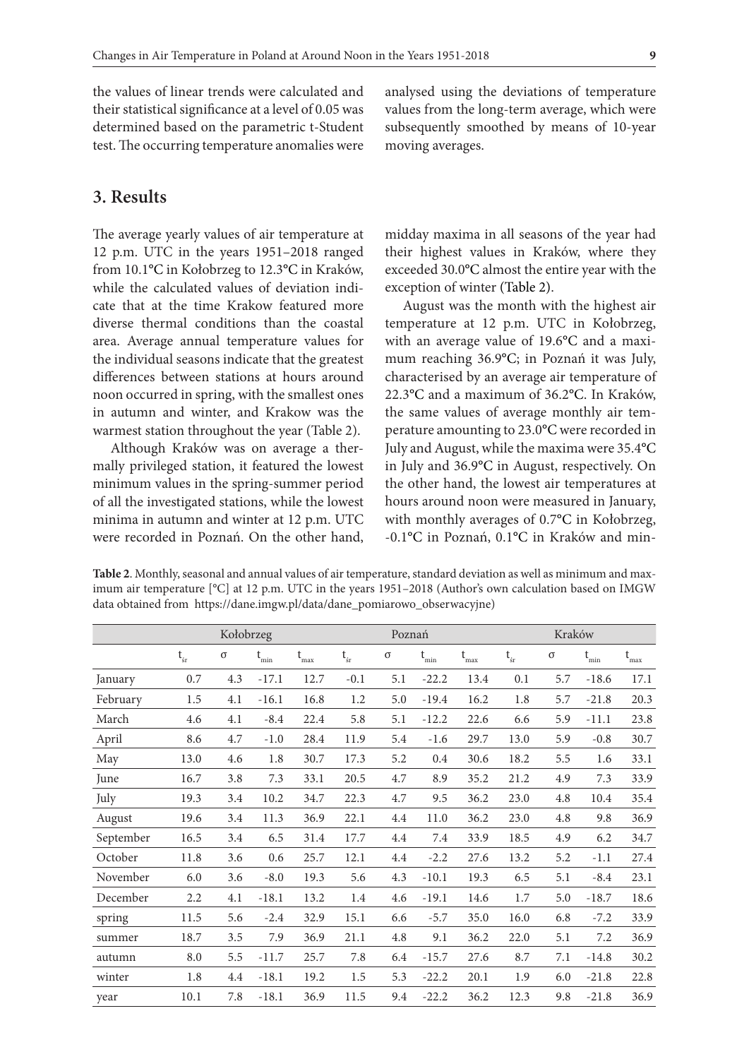the values of linear trends were calculated and their statistical significance at a level of 0.05 was determined based on the parametric t-Student test. The occurring temperature anomalies were analysed using the deviations of temperature values from the long-term average, which were subsequently smoothed by means of 10-year moving averages.

## 3. Results

The average yearly values of air temperature at 12 p.m. UTC in the years 1951–2018 ranged from 10.1°C in Kołobrzeg to 12.3°C in Kraków, while the calculated values of deviation indicate that at the time Krakow featured more diverse thermal conditions than the coastal area. Average annual temperature values for the individual seasons indicate that the greatest differences between stations at hours around noon occurred in spring, with the smallest ones in autumn and winter, and Krakow was the warmest station throughout the year (Table 2).

Although Kraków was on average a thermally privileged station, it featured the lowest minimum values in the spring-summer period of all the investigated stations, while the lowest minima in autumn and winter at 12 p.m. UTC were recorded in Poznań. On the other hand, midday maxima in all seasons of the year had their highest values in Kraków, where they exceeded 30.0°C almost the entire year with the exception of winter (Table 2).

August was the month with the highest air temperature at 12 p.m. UTC in Kołobrzeg, with an average value of 19.6°C and a maximum reaching 36.9°C; in Poznań it was July, characterised by an average air temperature of 22.3°C and a maximum of 36.2°C. In Kraków, the same values of average monthly air temperature amounting to 23.0°C were recorded in July and August, while the maxima were 35.4°C in July and 36.9°C in August, respectively. On the other hand, the lowest air temperatures at hours around noon were measured in January, with monthly averages of 0.7°C in Kołobrzeg, -0.1°C in Poznań, 0.1°C in Kraków and min-

**Table 2**. Monthly, seasonal and annual values of air temperature, standard deviation as well as minimum and maximum air temperature [°C] at 12 p.m. UTC in the years 1951–2018 (Author's own calculation based on IMGW data obtained from https://dane.imgw.pl/data/dane_pomiarowo_obserwacyjne)

| | Kołobrzeg | | | | Poznań | | | | Kraków | | | |
|---|---|---|---|---|---|---|---|---|---|---|---|---|
| | $t_{śr}$ | σ | $t_{min}$ | $t_{max}$ | $t_{śr}$ | σ | $t_{min}$ | $t_{max}$ | $t_{śr}$ | σ | $t_{min}$ | $t_{max}$ |
| January | 0.7 | 4.3 | -17.1 | 12.7 | -0.1 | 5.1 | -22.2 | 13.4 | 0.1 | 5.7 | -18.6 | 17.1 |
| February | 1.5 | 4.1 | -16.1 | 16.8 | 1.2 | 5.0 | -19.4 | 16.2 | 1.8 | 5.7 | -21.8 | 20.3 |
| March | 4.6 | 4.1 | -8.4 | 22.4 | 5.8 | 5.1 | -12.2 | 22.6 | 6.6 | 5.9 | -11.1 | 23.8 |
| April | 8.6 | 4.7 | -1.0 | 28.4 | 11.9 | 5.4 | -1.6 | 29.7 | 13.0 | 5.9 | -0.8 | 30.7 |
| May | 13.0 | 4.6 | 1.8 | 30.7 | 17.3 | 5.2 | 0.4 | 30.6 | 18.2 | 5.5 | 1.6 | 33.1 |
| June | 16.7 | 3.8 | 7.3 | 33.1 | 20.5 | 4.7 | 8.9 | 35.2 | 21.2 | 4.9 | 7.3 | 33.9 |
| July | 19.3 | 3.4 | 10.2 | 34.7 | 22.3 | 4.7 | 9.5 | 36.2 | 23.0 | 4.8 | 10.4 | 35.4 |
| August | 19.6 | 3.4 | 11.3 | 36.9 | 22.1 | 4.4 | 11.0 | 36.2 | 23.0 | 4.8 | 9.8 | 36.9 |
| September | 16.5 | 3.4 | 6.5 | 31.4 | 17.7 | 4.4 | 7.4 | 33.9 | 18.5 | 4.9 | 6.2 | 34.7 |
| October | 11.8 | 3.6 | 0.6 | 25.7 | 12.1 | 4.4 | -2.2 | 27.6 | 13.2 | 5.2 | -1.1 | 27.4 |
| November | 6.0 | 3.6 | -8.0 | 19.3 | 5.6 | 4.3 | -10.1 | 19.3 | 6.5 | 5.1 | -8.4 | 23.1 |
| December | 2.2 | 4.1 | -18.1 | 13.2 | 1.4 | 4.6 | -19.1 | 14.6 | 1.7 | 5.0 | -18.7 | 18.6 |
| spring | 11.5 | 5.6 | -2.4 | 32.9 | 15.1 | 6.6 | -5.7 | 35.0 | 16.0 | 6.8 | -7.2 | 33.9 |
| summer | 18.7 | 3.5 | 7.9 | 36.9 | 21.1 | 4.8 | 9.1 | 36.2 | 22.0 | 5.1 | 7.2 | 36.9 |
| autumn | 8.0 | 5.5 | -11.7 | 25.7 | 7.8 | 6.4 | -15.7 | 27.6 | 8.7 | 7.1 | -14.8 | 30.2 |
| winter | 1.8 | 4.4 | -18.1 | 19.2 | 1.5 | 5.3 | -22.2 | 20.1 | 1.9 | 6.0 | -21.8 | 22.8 |
| year | 10.1 | 7.8 | -18.1 | 36.9 | 11.5 | 9.4 | -22.2 | 36.2 | 12.3 | 9.8 | -21.8 | 36.9 |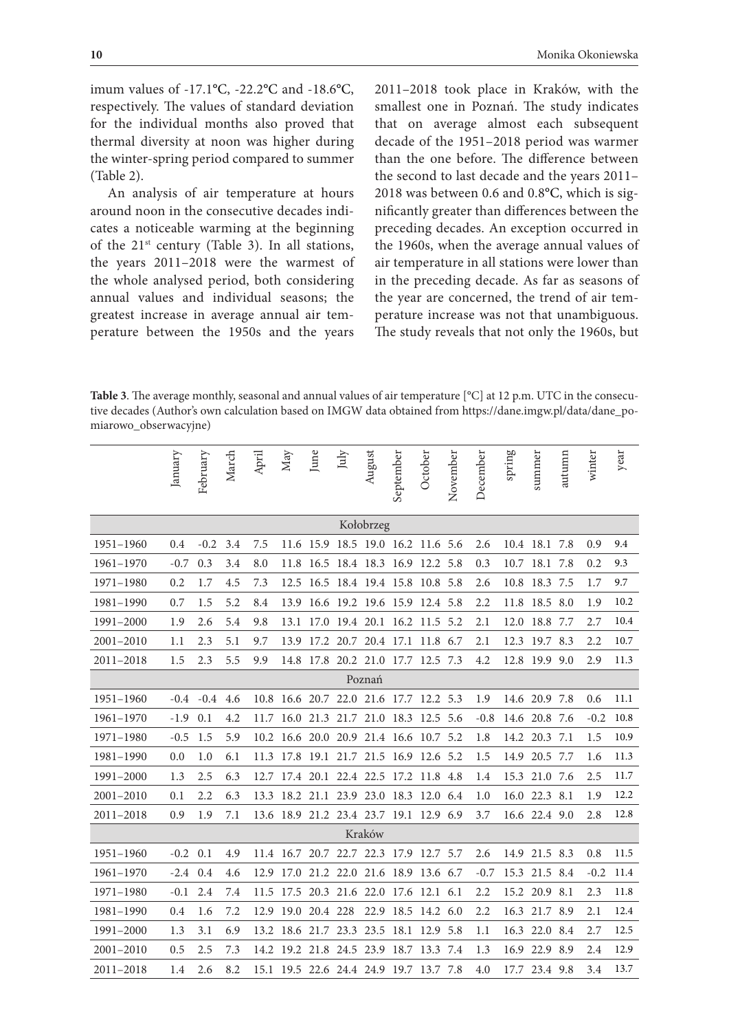imum values of -17.1°C, -22.2°C and -18.6°C, respectively. The values of standard deviation for the individual months also proved that thermal diversity at noon was higher during the winter-spring period compared to summer (Table 2).

An analysis of air temperature at hours around noon in the consecutive decades indicates a noticeable warming at the beginning of the 21st century (Table 3). In all stations, the years 2011–2018 were the warmest of the whole analysed period, both considering annual values and individual seasons; the greatest increase in average annual air temperature between the 1950s and the years 2011–2018 took place in Kraków, with the smallest one in Poznań. The study indicates that on average almost each subsequent decade of the 1951–2018 period was warmer than the one before. The difference between the second to last decade and the years 2011–2018 was between 0.6 and 0.8°C, which is significantly greater than differences between the preceding decades. An exception occurred in the 1960s, when the average annual values of air temperature in all stations were lower than in the preceding decade. As far as seasons of the year are concerned, the trend of air temperature increase was not that unambiguous. The study reveals that not only the 1960s, but

**Table 3**. The average monthly, seasonal and annual values of air temperature [°C] at 12 p.m. UTC in the consecutive decades (Author's own calculation based on IMGW data obtained from https://dane.imgw.pl/data/dane_pomiarowo_obserwacyjne)

| | January | February | March | April | May | June | July | August | September | October | November | December | spring | summer | autumn | winter | year |
|---|---|---|---|---|---|---|---|---|---|---|---|---|---|---|---|---|---|
| **Kołobrzeg** | | | | | | | | | | | | | | | | | |
| 1951–1960 | 0.4 | -0.2 | 3.4 | 7.5 | 11.6 | 15.9 | 18.5 | 19.0 | 16.2 | 11.6 | 5.6 | 2.6 | 10.4 | 18.1 | 7.8 | 0.9 | 9.4 |
| 1961–1970 | -0.7 | 0.3 | 3.4 | 8.0 | 11.8 | 16.5 | 18.4 | 18.3 | 16.9 | 12.2 | 5.8 | 0.3 | 10.7 | 18.1 | 7.8 | 0.2 | 9.3 |
| 1971–1980 | 0.2 | 1.7 | 4.5 | 7.3 | 12.5 | 16.5 | 18.4 | 19.4 | 15.8 | 10.8 | 5.8 | 2.6 | 10.8 | 18.3 | 7.5 | 1.7 | 9.7 |
| 1981–1990 | 0.7 | 1.5 | 5.2 | 8.4 | 13.9 | 16.6 | 19.2 | 19.6 | 15.9 | 12.4 | 5.8 | 2.2 | 11.8 | 18.5 | 8.0 | 1.9 | 10.2 |
| 1991–2000 | 1.9 | 2.6 | 5.4 | 9.8 | 13.1 | 17.0 | 19.4 | 20.1 | 16.2 | 11.5 | 5.2 | 2.1 | 12.0 | 18.8 | 7.7 | 2.7 | 10.4 |
| 2001–2010 | 1.1 | 2.3 | 5.1 | 9.7 | 13.9 | 17.2 | 20.7 | 20.4 | 17.1 | 11.8 | 6.7 | 2.1 | 12.3 | 19.7 | 8.3 | 2.2 | 10.7 |
| 2011–2018 | 1.5 | 2.3 | 5.5 | 9.9 | 14.8 | 17.8 | 20.2 | 21.0 | 17.7 | 12.5 | 7.3 | 4.2 | 12.8 | 19.9 | 9.0 | 2.9 | 11.3 |
| **Poznań** | | | | | | | | | | | | | | | | | |
| 1951–1960 | -0.4 | -0.4 | 4.6 | 10.8 | 16.6 | 20.7 | 22.0 | 21.6 | 17.7 | 12.2 | 5.3 | 1.9 | 14.6 | 20.9 | 7.8 | 0.6 | 11.1 |
| 1961–1970 | -1.9 | 0.1 | 4.2 | 11.7 | 16.0 | 21.3 | 21.7 | 21.0 | 18.3 | 12.5 | 5.6 | -0.8 | 14.6 | 20.8 | 7.6 | -0.2 | 10.8 |
| 1971–1980 | -0.5 | 1.5 | 5.9 | 10.2 | 16.6 | 20.0 | 20.9 | 21.4 | 16.6 | 10.7 | 5.2 | 1.8 | 14.2 | 20.3 | 7.1 | 1.5 | 10.9 |
| 1981–1990 | 0.0 | 1.0 | 6.1 | 11.3 | 17.8 | 19.1 | 21.7 | 21.5 | 16.9 | 12.6 | 5.2 | 1.5 | 14.9 | 20.5 | 7.7 | 1.6 | 11.3 |
| 1991–2000 | 1.3 | 2.5 | 6.3 | 12.7 | 17.4 | 20.1 | 22.4 | 22.5 | 17.2 | 11.8 | 4.8 | 1.4 | 15.3 | 21.0 | 7.6 | 2.5 | 11.7 |
| 2001–2010 | 0.1 | 2.2 | 6.3 | 13.3 | 18.2 | 21.1 | 23.9 | 23.0 | 18.3 | 12.0 | 6.4 | 1.0 | 16.0 | 22.3 | 8.1 | 1.9 | 12.2 |
| 2011–2018 | 0.9 | 1.9 | 7.1 | 13.6 | 18.9 | 21.2 | 23.4 | 23.7 | 19.1 | 12.9 | 6.9 | 3.7 | 16.6 | 22.4 | 9.0 | 2.8 | 12.8 |
| **Kraków** | | | | | | | | | | | | | | | | | |
| 1951–1960 | -0.2 | 0.1 | 4.9 | 11.4 | 16.7 | 20.7 | 22.7 | 22.3 | 17.9 | 12.7 | 5.7 | 2.6 | 14.9 | 21.5 | 8.3 | 0.8 | 11.5 |
| 1961–1970 | -2.4 | 0.4 | 4.6 | 12.9 | 17.0 | 21.2 | 22.0 | 21.6 | 18.9 | 13.6 | 6.7 | -0.7 | 15.3 | 21.5 | 8.4 | -0.2 | 11.4 |
| 1971–1980 | -0.1 | 2.4 | 7.4 | 11.5 | 17.5 | 20.3 | 21.6 | 22.0 | 17.6 | 12.1 | 6.1 | 2.2 | 15.2 | 20.9 | 8.1 | 2.3 | 11.8 |
| 1981–1990 | 0.4 | 1.6 | 7.2 | 12.9 | 19.0 | 20.4 | 228 | 22.9 | 18.5 | 14.2 | 6.0 | 2.2 | 16.3 | 21.7 | 8.9 | 2.1 | 12.4 |
| 1991–2000 | 1.3 | 3.1 | 6.9 | 13.2 | 18.6 | 21.7 | 23.3 | 23.5 | 18.1 | 12.9 | 5.8 | 1.1 | 16.3 | 22.0 | 8.4 | 2.7 | 12.5 |
| 2001–2010 | 0.5 | 2.5 | 7.3 | 14.2 | 19.2 | 21.8 | 24.5 | 23.9 | 18.7 | 13.3 | 7.4 | 1.3 | 16.9 | 22.9 | 8.9 | 2.4 | 12.9 |
| 2011–2018 | 1.4 | 2.6 | 8.2 | 15.1 | 19.5 | 22.6 | 24.4 | 24.9 | 19.7 | 13.7 | 7.8 | 4.0 | 17.7 | 23.4 | 9.8 | 3.4 | 13.7 |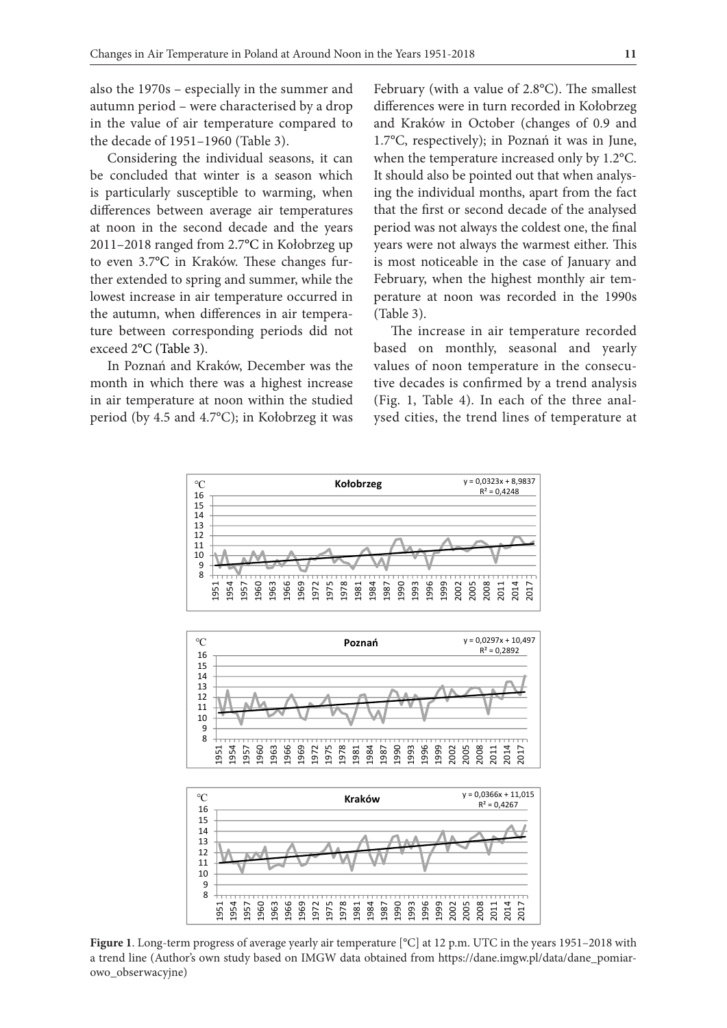also the 1970s – especially in the summer and autumn period – were characterised by a drop in the value of air temperature compared to the decade of 1951–1960 (Table 3).

Considering the individual seasons, it can be concluded that winter is a season which is particularly susceptible to warming, when differences between average air temperatures at noon in the second decade and the years 2011–2018 ranged from 2.7°C in Kołobrzeg up to even 3.7°C in Kraków. These changes further extended to spring and summer, while the lowest increase in air temperature occurred in the autumn, when differences in air temperature between corresponding periods did not exceed 2°C (Table 3).

In Poznań and Kraków, December was the month in which there was a highest increase in air temperature at noon within the studied period (by 4.5 and 4.7°C); in Kołobrzeg it was February (with a value of 2.8°C). The smallest differences were in turn recorded in Kołobrzeg and Kraków in October (changes of 0.9 and 1.7°C, respectively); in Poznań it was in June, when the temperature increased only by 1.2°C. It should also be pointed out that when analysing the individual months, apart from the fact that the first or second decade of the analysed period was not always the coldest one, the final years were not always the warmest either. This is most noticeable in the case of January and February, when the highest monthly air temperature at noon was recorded in the 1990s (Table 3).

The increase in air temperature recorded based on monthly, seasonal and yearly values of noon temperature in the consecutive decades is confirmed by a trend analysis (Fig. 1, Table 4). In each of the three analysed cities, the trend lines of temperature at

**Figure 1**. Long-term progress of average yearly air temperature [°C] at 12 p.m. UTC in the years 1951–2018 with a trend line (Author's own study based on IMGW data obtained from https://dane.imgw.pl/data/dane_pomiarowo_obserwacyjne)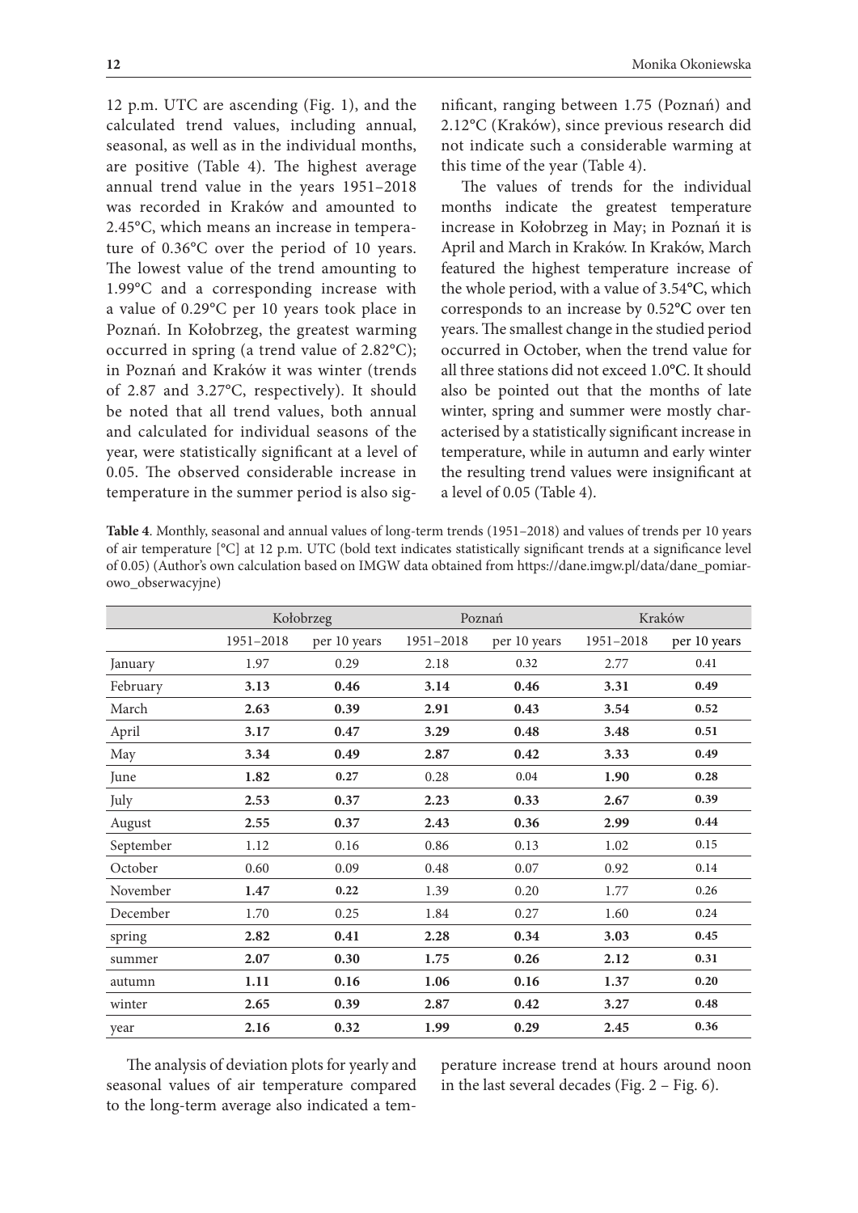12 p.m. UTC are ascending (Fig. 1), and the calculated trend values, including annual, seasonal, as well as in the individual months, are positive (Table 4). The highest average annual trend value in the years 1951–2018 was recorded in Kraków and amounted to 2.45°C, which means an increase in temperature of 0.36°C over the period of 10 years. The lowest value of the trend amounting to 1.99°C and a corresponding increase with a value of 0.29°C per 10 years took place in Poznań. In Kołobrzeg, the greatest warming occurred in spring (a trend value of 2.82°C); in Poznań and Kraków it was winter (trends of 2.87 and 3.27°C, respectively). It should be noted that all trend values, both annual and calculated for individual seasons of the year, were statistically significant at a level of 0.05. The observed considerable increase in temperature in the summer period is also significant, ranging between 1.75 (Poznań) and 2.12°C (Kraków), since previous research did not indicate such a considerable warming at this time of the year (Table 4).

The values of trends for the individual months indicate the greatest temperature increase in Kołobrzeg in May; in Poznań it is April and March in Kraków. In Kraków, March featured the highest temperature increase of the whole period, with a value of 3.54°C, which corresponds to an increase by 0.52°C over ten years. The smallest change in the studied period occurred in October, when the trend value for all three stations did not exceed 1.0°C. It should also be pointed out that the months of late winter, spring and summer were mostly characterised by a statistically significant increase in temperature, while in autumn and early winter the resulting trend values were insignificant at a level of 0.05 (Table 4).

**Table 4**. Monthly, seasonal and annual values of long-term trends (1951–2018) and values of trends per 10 years of air temperature [°C] at 12 p.m. UTC (bold text indicates statistically significant trends at a significance level of 0.05) (Author's own calculation based on IMGW data obtained from https://dane.imgw.pl/data/dane_pomiarowo_obserwacyjne)

| | Kołobrzeg | | Poznań | | Kraków | |
|---|---|---|---|---|---|---|
| | 1951–2018 | per 10 years | 1951–2018 | per 10 years | 1951–2018 | per 10 years |
| January | 1.97 | 0.29 | 2.18 | 0.32 | 2.77 | 0.41 |
| February | **3.13** | **0.46** | **3.14** | **0.46** | **3.31** | **0.49** |
| March | **2.63** | **0.39** | **2.91** | **0.43** | **3.54** | **0.52** |
| April | **3.17** | **0.47** | **3.29** | **0.48** | **3.48** | **0.51** |
| May | **3.34** | **0.49** | **2.87** | **0.42** | **3.33** | **0.49** |
| June | **1.82** | **0.27** | 0.28 | 0.04 | **1.90** | **0.28** |
| July | **2.53** | **0.37** | **2.23** | **0.33** | **2.67** | **0.39** |
| August | **2.55** | **0.37** | **2.43** | **0.36** | **2.99** | **0.44** |
| September | 1.12 | 0.16 | 0.86 | 0.13 | 1.02 | 0.15 |
| October | 0.60 | 0.09 | 0.48 | 0.07 | 0.92 | 0.14 |
| November | **1.47** | **0.22** | 1.39 | 0.20 | 1.77 | 0.26 |
| December | 1.70 | 0.25 | 1.84 | 0.27 | 1.60 | 0.24 |
| spring | **2.82** | **0.41** | **2.28** | **0.34** | **3.03** | **0.45** |
| summer | **2.07** | **0.30** | **1.75** | **0.26** | **2.12** | **0.31** |
| autumn | **1.11** | **0.16** | **1.06** | **0.16** | **1.37** | **0.20** |
| winter | **2.65** | **0.39** | **2.87** | **0.42** | **3.27** | **0.48** |
| year | **2.16** | **0.32** | **1.99** | **0.29** | **2.45** | **0.36** |

The analysis of deviation plots for yearly and seasonal values of air temperature compared to the long-term average also indicated a temperature increase trend at hours around noon in the last several decades (Fig. 2 – Fig. 6).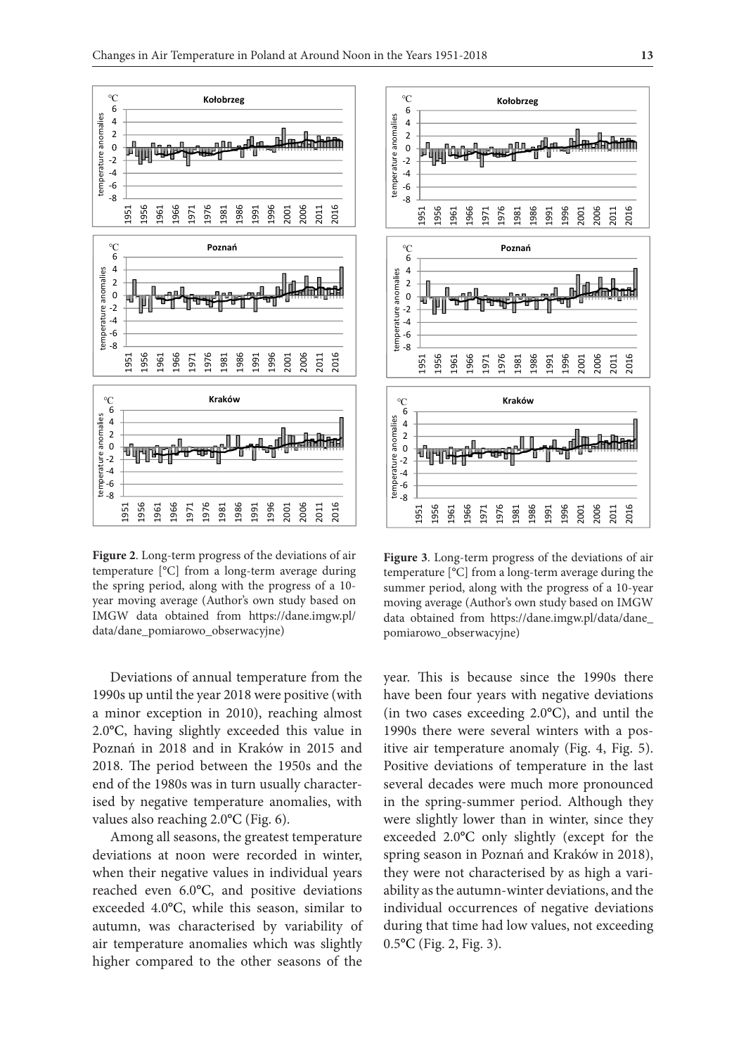**Figure 2**. Long-term progress of the deviations of air temperature [°C] from a long-term average during the spring period, along with the progress of a 10-year moving average (Author's own study based on IMGW data obtained from https://dane.imgw.pl/data/dane_pomiarowo_obserwacyjne)

**Figure 3**. Long-term progress of the deviations of air temperature [°C] from a long-term average during the summer period, along with the progress of a 10-year moving average (Author's own study based on IMGW data obtained from https://dane.imgw.pl/data/dane_pomiarowo_obserwacyjne)

Deviations of annual temperature from the 1990s up until the year 2018 were positive (with a minor exception in 2010), reaching almost 2.0°C, having slightly exceeded this value in Poznań in 2018 and in Kraków in 2015 and 2018. The period between the 1950s and the end of the 1980s was in turn usually characterised by negative temperature anomalies, with values also reaching 2.0°C (Fig. 6).

Among all seasons, the greatest temperature deviations at noon were recorded in winter, when their negative values in individual years reached even 6.0°C, and positive deviations exceeded 4.0°C, while this season, similar to autumn, was characterised by variability of air temperature anomalies which was slightly higher compared to the other seasons of the year. This is because since the 1990s there have been four years with negative deviations (in two cases exceeding 2.0°C), and until the 1990s there were several winters with a positive air temperature anomaly (Fig. 4, Fig. 5). Positive deviations of temperature in the last several decades were much more pronounced in the spring-summer period. Although they were slightly lower than in winter, since they exceeded 2.0°C only slightly (except for the spring season in Poznań and Kraków in 2018), they were not characterised by as high a variability as the autumn-winter deviations, and the individual occurrences of negative deviations during that time had low values, not exceeding 0.5°C (Fig. 2, Fig. 3).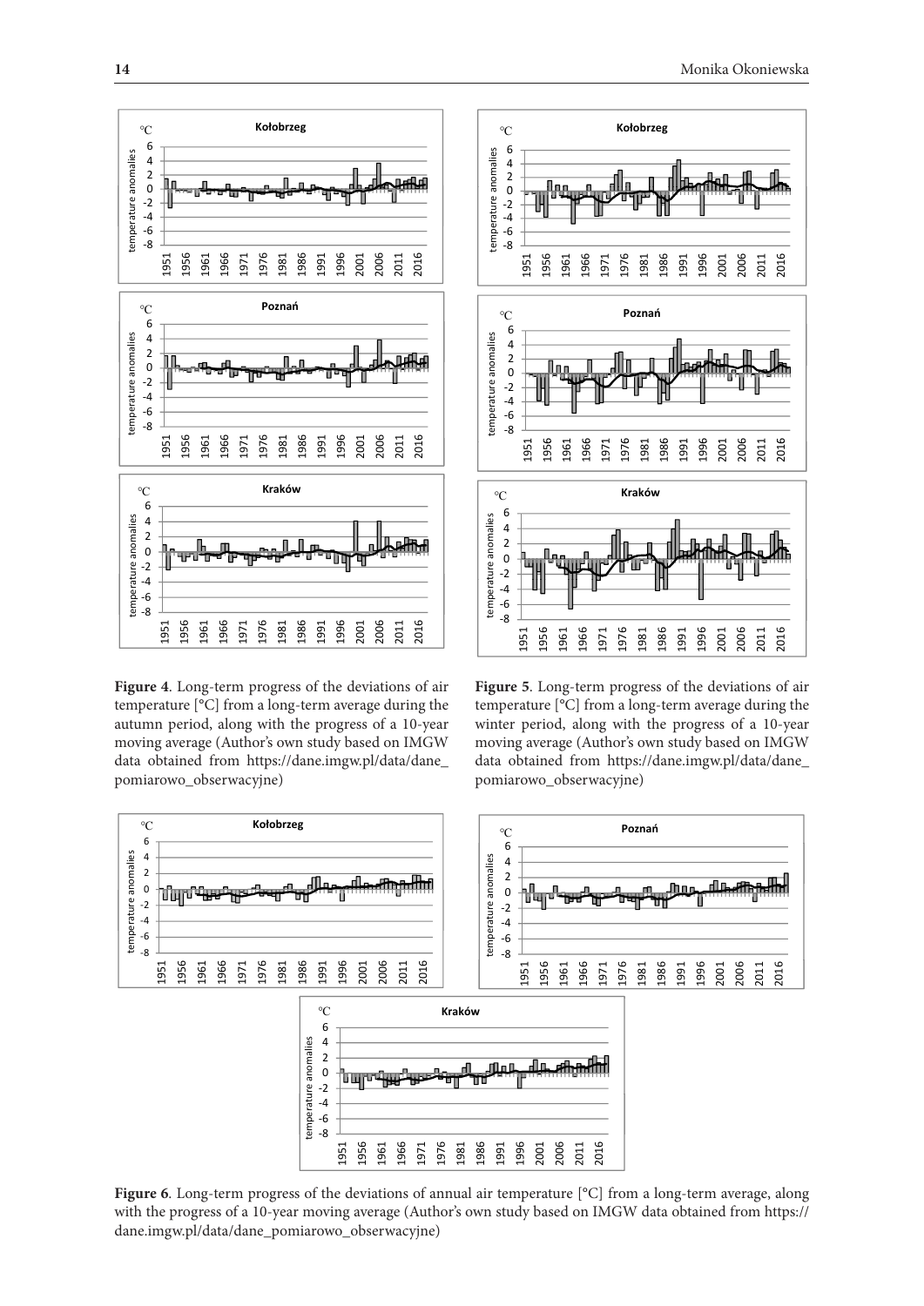**Figure 4**. Long-term progress of the deviations of air temperature [°C] from a long-term average during the autumn period, along with the progress of a 10-year moving average (Author's own study based on IMGW data obtained from https://dane.imgw.pl/data/dane_pomiarowo_obserwacyjne)

**Figure 5**. Long-term progress of the deviations of air temperature [°C] from a long-term average during the winter period, along with the progress of a 10-year moving average (Author's own study based on IMGW data obtained from https://dane.imgw.pl/data/dane_pomiarowo_obserwacyjne)

**Figure 6**. Long-term progress of the deviations of annual air temperature [°C] from a long-term average, along with the progress of a 10-year moving average (Author's own study based on IMGW data obtained from https://dane.imgw.pl/data/dane_pomiarowo_obserwacyjne)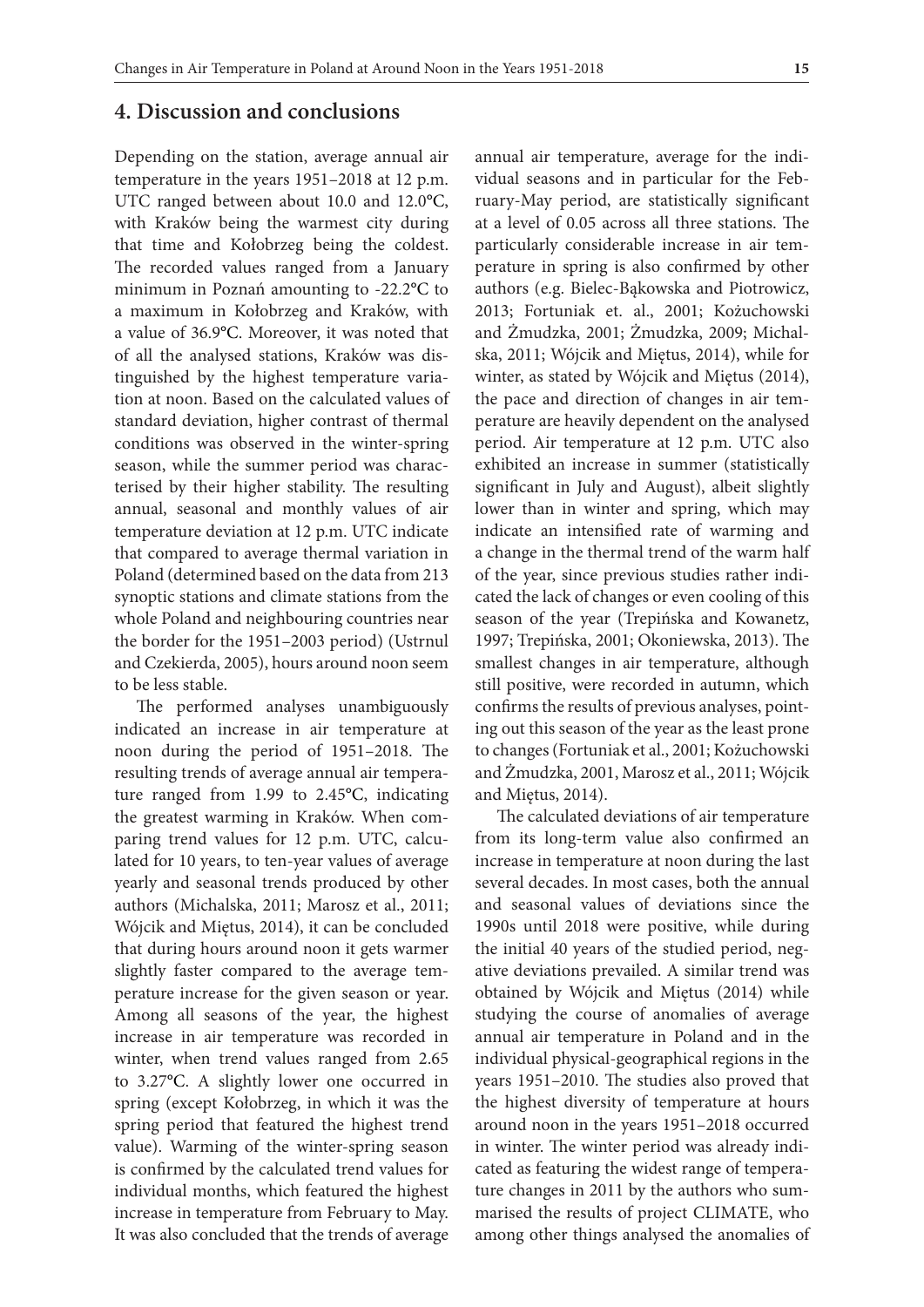## 4. Discussion and conclusions

Depending on the station, average annual air temperature in the years 1951–2018 at 12 p.m. UTC ranged between about 10.0 and 12.0°C, with Kraków being the warmest city during that time and Kołobrzeg being the coldest. The recorded values ranged from a January minimum in Poznań amounting to -22.2°C to a maximum in Kołobrzeg and Kraków, with a value of 36.9°C. Moreover, it was noted that of all the analysed stations, Kraków was distinguished by the highest temperature variation at noon. Based on the calculated values of standard deviation, higher contrast of thermal conditions was observed in the winter-spring season, while the summer period was characterised by their higher stability. The resulting annual, seasonal and monthly values of air temperature deviation at 12 p.m. UTC indicate that compared to average thermal variation in Poland (determined based on the data from 213 synoptic stations and climate stations from the whole Poland and neighbouring countries near the border for the 1951–2003 period) (Ustrnul and Czekierda, 2005), hours around noon seem to be less stable.

The performed analyses unambiguously indicated an increase in air temperature at noon during the period of 1951–2018. The resulting trends of average annual air temperature ranged from 1.99 to 2.45°C, indicating the greatest warming in Kraków. When comparing trend values for 12 p.m. UTC, calculated for 10 years, to ten-year values of average yearly and seasonal trends produced by other authors (Michalska, 2011; Marosz et al., 2011; Wójcik and Miętus, 2014), it can be concluded that during hours around noon it gets warmer slightly faster compared to the average temperature increase for the given season or year. Among all seasons of the year, the highest increase in air temperature was recorded in winter, when trend values ranged from 2.65 to 3.27°C. A slightly lower one occurred in spring (except Kołobrzeg, in which it was the spring period that featured the highest trend value). Warming of the winter-spring season is confirmed by the calculated trend values for individual months, which featured the highest increase in temperature from February to May. It was also concluded that the trends of average annual air temperature, average for the individual seasons and in particular for the February-May period, are statistically significant at a level of 0.05 across all three stations. The particularly considerable increase in air temperature in spring is also confirmed by other authors (e.g. Bielec-Bąkowska and Piotrowicz, 2013; Fortuniak et. al., 2001; Kożuchowski and Żmudzka, 2001; Żmudzka, 2009; Michalska, 2011; Wójcik and Miętus, 2014), while for winter, as stated by Wójcik and Miętus (2014), the pace and direction of changes in air temperature are heavily dependent on the analysed period. Air temperature at 12 p.m. UTC also exhibited an increase in summer (statistically significant in July and August), albeit slightly lower than in winter and spring, which may indicate an intensified rate of warming and a change in the thermal trend of the warm half of the year, since previous studies rather indicated the lack of changes or even cooling of this season of the year (Trepińska and Kowanetz, 1997; Trepińska, 2001; Okoniewska, 2013). The smallest changes in air temperature, although still positive, were recorded in autumn, which confirms the results of previous analyses, pointing out this season of the year as the least prone to changes (Fortuniak et al., 2001; Kożuchowski and Żmudzka, 2001, Marosz et al., 2011; Wójcik and Miętus, 2014).

The calculated deviations of air temperature from its long-term value also confirmed an increase in temperature at noon during the last several decades. In most cases, both the annual and seasonal values of deviations since the 1990s until 2018 were positive, while during the initial 40 years of the studied period, negative deviations prevailed. A similar trend was obtained by Wójcik and Miętus (2014) while studying the course of anomalies of average annual air temperature in Poland and in the individual physical-geographical regions in the years 1951–2010. The studies also proved that the highest diversity of temperature at hours around noon in the years 1951–2018 occurred in winter. The winter period was already indicated as featuring the widest range of temperature changes in 2011 by the authors who summarised the results of project CLIMATE, who among other things analysed the anomalies of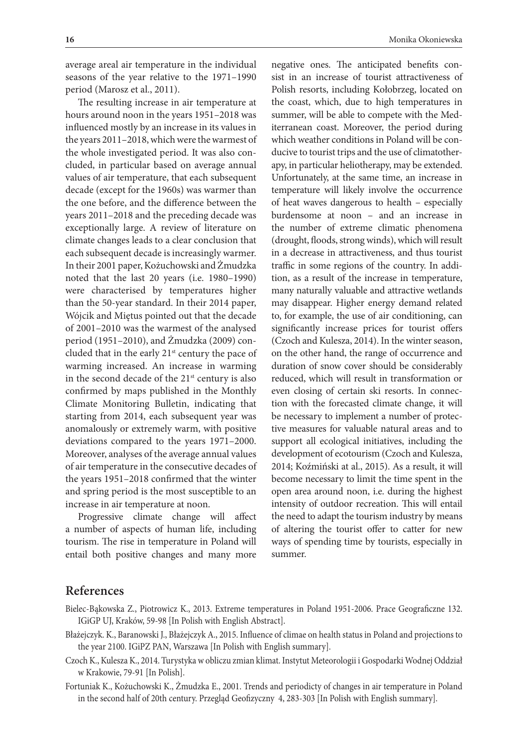average areal air temperature in the individual seasons of the year relative to the 1971–1990 period (Marosz et al., 2011).

The resulting increase in air temperature at hours around noon in the years 1951–2018 was influenced mostly by an increase in its values in the years 2011–2018, which were the warmest of the whole investigated period. It was also concluded, in particular based on average annual values of air temperature, that each subsequent decade (except for the 1960s) was warmer than the one before, and the difference between the years 2011–2018 and the preceding decade was exceptionally large. A review of literature on climate changes leads to a clear conclusion that each subsequent decade is increasingly warmer. In their 2001 paper, Kożuchowski and Żmudzka noted that the last 20 years (i.e. 1980–1990) were characterised by temperatures higher than the 50-year standard. In their 2014 paper, Wójcik and Miętus pointed out that the decade of 2001–2010 was the warmest of the analysed period (1951–2010), and Żmudzka (2009) concluded that in the early 21st century the pace of warming increased. An increase in warming in the second decade of the 21st century is also confirmed by maps published in the Monthly Climate Monitoring Bulletin, indicating that starting from 2014, each subsequent year was anomalously or extremely warm, with positive deviations compared to the years 1971–2000. Moreover, analyses of the average annual values of air temperature in the consecutive decades of the years 1951–2018 confirmed that the winter and spring period is the most susceptible to an increase in air temperature at noon.

Progressive climate change will affect a number of aspects of human life, including tourism. The rise in temperature in Poland will entail both positive changes and many more negative ones. The anticipated benefits consist in an increase of tourist attractiveness of Polish resorts, including Kołobrzeg, located on the coast, which, due to high temperatures in summer, will be able to compete with the Mediterranean coast. Moreover, the period during which weather conditions in Poland will be conducive to tourist trips and the use of climatotherapy, in particular heliotherapy, may be extended. Unfortunately, at the same time, an increase in temperature will likely involve the occurrence of heat waves dangerous to health – especially burdensome at noon – and an increase in the number of extreme climatic phenomena (drought, floods, strong winds), which will result in a decrease in attractiveness, and thus tourist traffic in some regions of the country. In addition, as a result of the increase in temperature, many naturally valuable and attractive wetlands may disappear. Higher energy demand related to, for example, the use of air conditioning, can significantly increase prices for tourist offers (Czoch and Kulesza, 2014). In the winter season, on the other hand, the range of occurrence and duration of snow cover should be considerably reduced, which will result in transformation or even closing of certain ski resorts. In connection with the forecasted climate change, it will be necessary to implement a number of protective measures for valuable natural areas and to support all ecological initiatives, including the development of ecotourism (Czoch and Kulesza, 2014; Koźmiński at al., 2015). As a result, it will become necessary to limit the time spent in the open area around noon, i.e. during the highest intensity of outdoor recreation. This will entail the need to adapt the tourism industry by means of altering the tourist offer to catter for new ways of spending time by tourists, especially in summer.

## References

Bielec-Bąkowska Z., Piotrowicz K., 2013. Extreme temperatures in Poland 1951-2006. Prace Geograficzne 132. IGiGP UJ, Kraków, 59-98 [In Polish with English Abstract].

Błażejczyk. K., Baranowski J., Błażejczyk A., 2015. Influence of climae on health status in Poland and projections to the year 2100. IGiPZ PAN, Warszawa [In Polish with English summary].

Czoch K., Kulesza K., 2014. Turystyka w obliczu zmian klimat. Instytut Meteorologii i Gospodarki Wodnej Oddział w Krakowie, 79-91 [In Polish].

Fortuniak K., Kożuchowski K., Żmudzka E., 2001. Trends and periodicty of changes in air temperature in Poland in the second half of 20th century. Przegląd Geofizyczny 4, 283-303 [In Polish with English summary].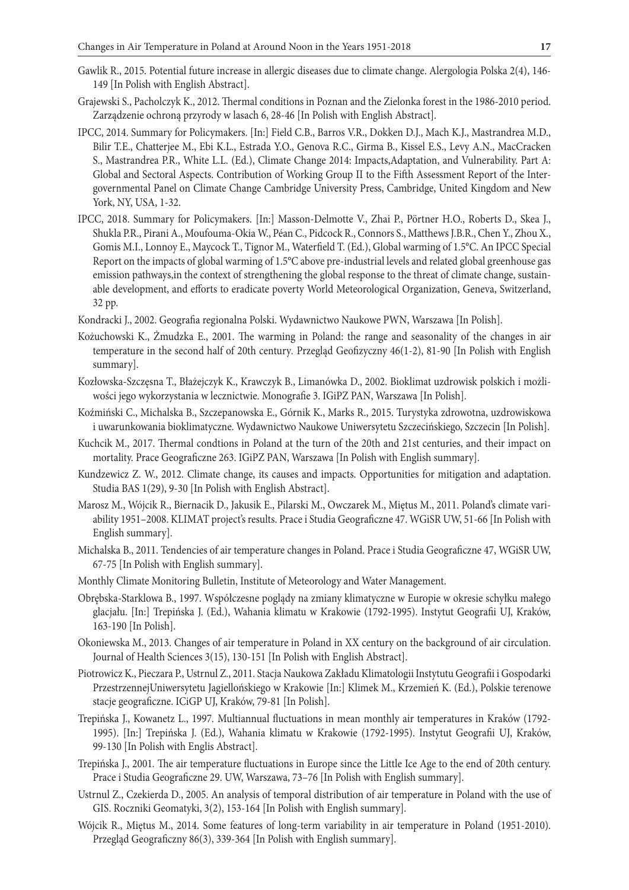Gawlik R., 2015. Potential future increase in allergic diseases due to climate change. Alergologia Polska 2(4), 146-149 [In Polish with English Abstract].

Grajewski S., Pacholczyk K., 2012. Thermal conditions in Poznan and the Zielonka forest in the 1986-2010 period. Zarządzenie ochroną przyrody w lasach 6, 28-46 [In Polish with English Abstract].

IPCC, 2014. Summary for Policymakers. [In:] Field C.B., Barros V.R., Dokken D.J., Mach K.J., Mastrandrea M.D., Bilir T.E., Chatterjee M., Ebi K.L., Estrada Y.O., Genova R.C., Girma B., Kissel E.S., Levy A.N., MacCracken S., Mastrandrea P.R., White L.L. (Ed.), Climate Change 2014: Impacts,Adaptation, and Vulnerability. Part A: Global and Sectoral Aspects. Contribution of Working Group II to the Fifth Assessment Report of the Intergovernmental Panel on Climate Change Cambridge University Press, Cambridge, United Kingdom and New York, NY, USA, 1-32.

IPCC, 2018. Summary for Policymakers. [In:] Masson-Delmotte V., Zhai P., Pörtner H.O., Roberts D., Skea J., Shukla P.R., Pirani A., Moufouma-Okia W., Péan C., Pidcock R., Connors S., Matthews J.B.R., Chen Y., Zhou X., Gomis M.I., Lonnoy E., Maycock T., Tignor M., Waterfield T. (Ed.), Global warming of 1.5°C. An IPCC Special Report on the impacts of global warming of 1.5°C above pre-industrial levels and related global greenhouse gas emission pathways,in the context of strengthening the global response to the threat of climate change, sustainable development, and efforts to eradicate poverty World Meteorological Organization, Geneva, Switzerland, 32 pp.

Kondracki J., 2002. Geografia regionalna Polski. Wydawnictwo Naukowe PWN, Warszawa [In Polish].

Kożuchowski K., Żmudzka E., 2001. The warming in Poland: the range and seasonality of the changes in air temperature in the second half of 20th century. Przegląd Geofizyczny 46(1-2), 81-90 [In Polish with English summary].

Kozłowska-Szczęsna T., Błażejczyk K., Krawczyk B., Limanówka D., 2002. Bioklimat uzdrowisk polskich i możliwości jego wykorzystania w lecznictwie. Monografie 3. IGiPZ PAN, Warszawa [In Polish].

Koźmiński C., Michalska B., Szczepanowska E., Górnik K., Marks R., 2015. Turystyka zdrowotna, uzdrowiskowa i uwarunkowania bioklimatyczne. Wydawnictwo Naukowe Uniwersytetu Szczecińskiego, Szczecin [In Polish].

Kuchcik M., 2017. Thermal condtions in Poland at the turn of the 20th and 21st centuries, and their impact on mortality. Prace Geograficzne 263. IGiPZ PAN, Warszawa [In Polish with English summary].

Kundzewicz Z. W., 2012. Climate change, its causes and impacts. Opportunities for mitigation and adaptation. Studia BAS 1(29), 9-30 [In Polish with English Abstract].

Marosz M., Wójcik R., Biernacik D., Jakusik E., Pilarski M., Owczarek M., Miętus M., 2011. Poland's climate variability 1951–2008. KLIMAT project's results. Prace i Studia Geograficzne 47. WGiSR UW, 51-66 [In Polish with English summary].

Michalska B., 2011. Tendencies of air temperature changes in Poland. Prace i Studia Geograficzne 47, WGiSR UW, 67-75 [In Polish with English summary].

Monthly Climate Monitoring Bulletin, Institute of Meteorology and Water Management.

Obrębska-Starklowa B., 1997. Współczesne poglądy na zmiany klimatyczne w Europie w okresie schyłku małego glacjału. [In:] Trepińska J. (Ed.), Wahania klimatu w Krakowie (1792-1995). Instytut Geografii UJ, Kraków, 163-190 [In Polish].

Okoniewska M., 2013. Changes of air temperature in Poland in XX century on the background of air circulation. Journal of Health Sciences 3(15), 130-151 [In Polish with English Abstract].

Piotrowicz K., Pieczara P., Ustrnul Z., 2011. Stacja Naukowa Zakładu Klimatologii Instytutu Geografii i Gospodarki PrzestrzennejUniwersytetu Jagiellońskiego w Krakowie [In:] Klimek M., Krzemień K. (Ed.), Polskie terenowe stacje geograficzne. ICiGP UJ, Kraków, 79-81 [In Polish].

Trepińska J., Kowanetz L., 1997. Multiannual fluctuations in mean monthly air temperatures in Kraków (1792-1995). [In:] Trepińska J. (Ed.), Wahania klimatu w Krakowie (1792-1995). Instytut Geografii UJ, Kraków, 99-130 [In Polish with Englis Abstract].

Trepińska J., 2001. The air temperature fluctuations in Europe since the Little Ice Age to the end of 20th century. Prace i Studia Geograficzne 29. UW, Warszawa, 73–76 [In Polish with English summary].

Ustrnul Z., Czekierda D., 2005. An analysis of temporal distribution of air temperature in Poland with the use of GIS. Roczniki Geomatyki, 3(2), 153-164 [In Polish with English summary].

Wójcik R., Miętus M., 2014. Some features of long-term variability in air temperature in Poland (1951-2010). Przegląd Geograficzny 86(3), 339-364 [In Polish with English summary].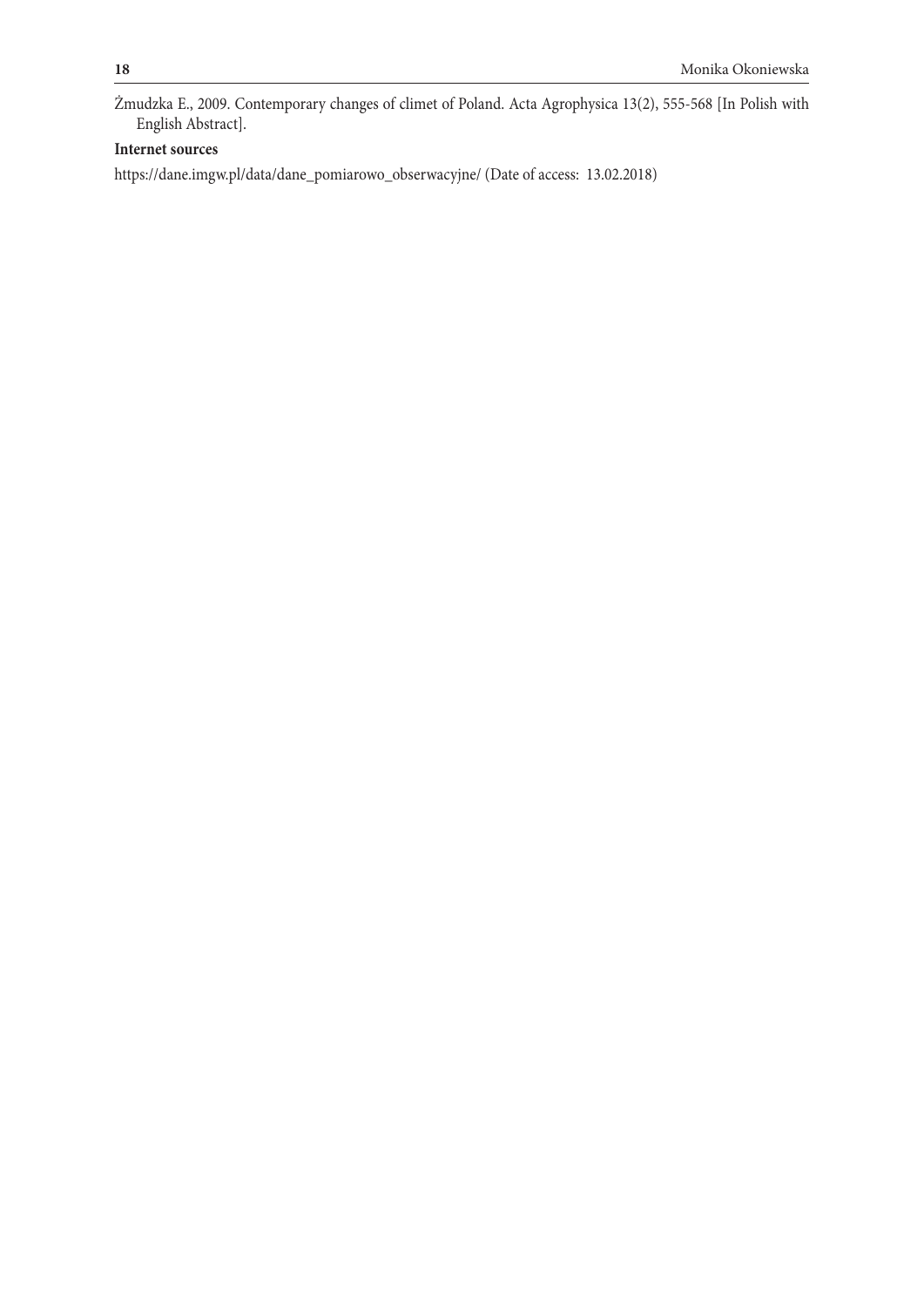Żmudzka E., 2009. Contemporary changes of climet of Poland. Acta Agrophysica 13(2), 555-568 [In Polish with English Abstract].

**Internet sources**

https://dane.imgw.pl/data/dane_pomiarowo_obserwacyjne/ (Date of access: 13.02.2018)